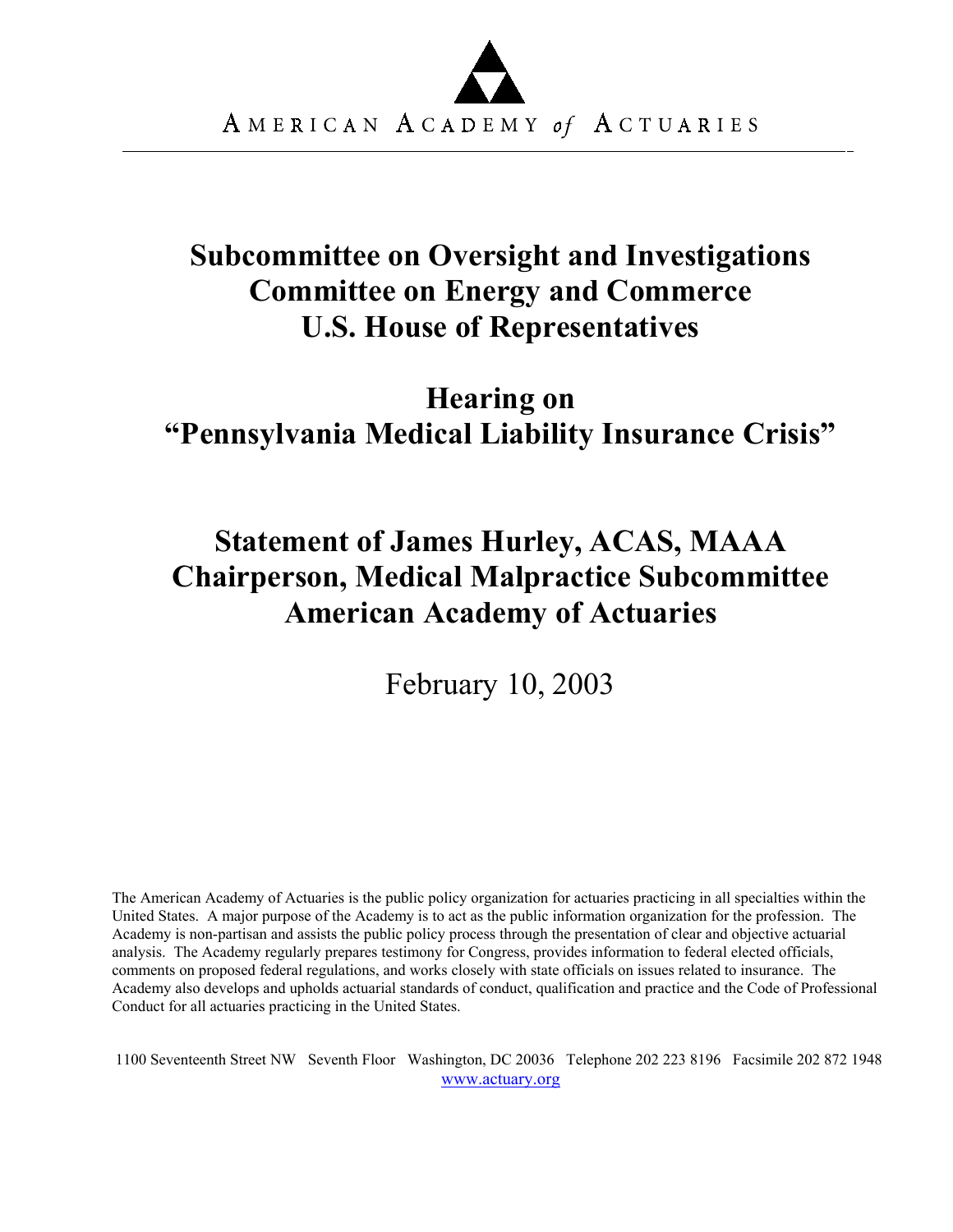AMERICAN ACADEMY *of* ACTUARIES

# Subcommittee on Oversight and Investigations
# Committee on Energy and Commerce
# U.S. House of Representatives

## Hearing on
## "Pennsylvania Medical Liability Insurance Crisis"

## Statement of James Hurley, ACAS, MAAA
## Chairperson, Medical Malpractice Subcommittee
## American Academy of Actuaries

February 10, 2003

The American Academy of Actuaries is the public policy organization for actuaries practicing in all specialties within the United States. A major purpose of the Academy is to act as the public information organization for the profession. The Academy is non-partisan and assists the public policy process through the presentation of clear and objective actuarial analysis. The Academy regularly prepares testimony for Congress, provides information to federal elected officials, comments on proposed federal regulations, and works closely with state officials on issues related to insurance. The Academy also develops and upholds actuarial standards of conduct, qualification and practice and the Code of Professional Conduct for all actuaries practicing in the United States.

1100 Seventeenth Street NW Seventh Floor Washington, DC 20036 Telephone 202 223 8196 Facsimile 202 872 1948
www.actuary.org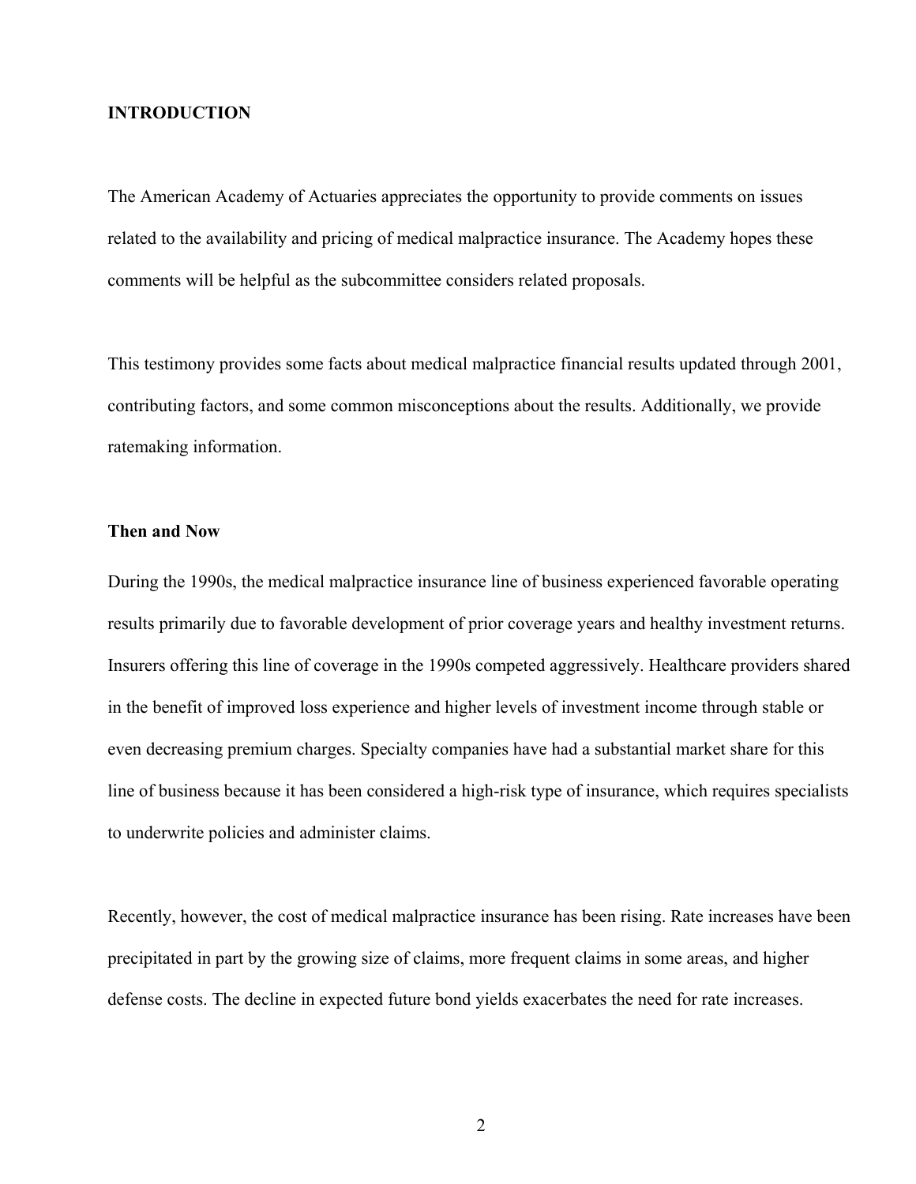## INTRODUCTION

The American Academy of Actuaries appreciates the opportunity to provide comments on issues related to the availability and pricing of medical malpractice insurance. The Academy hopes these comments will be helpful as the subcommittee considers related proposals.

This testimony provides some facts about medical malpractice financial results updated through 2001, contributing factors, and some common misconceptions about the results. Additionally, we provide ratemaking information.

### Then and Now

During the 1990s, the medical malpractice insurance line of business experienced favorable operating results primarily due to favorable development of prior coverage years and healthy investment returns. Insurers offering this line of coverage in the 1990s competed aggressively. Healthcare providers shared in the benefit of improved loss experience and higher levels of investment income through stable or even decreasing premium charges. Specialty companies have had a substantial market share for this line of business because it has been considered a high-risk type of insurance, which requires specialists to underwrite policies and administer claims.

Recently, however, the cost of medical malpractice insurance has been rising. Rate increases have been precipitated in part by the growing size of claims, more frequent claims in some areas, and higher defense costs. The decline in expected future bond yields exacerbates the need for rate increases.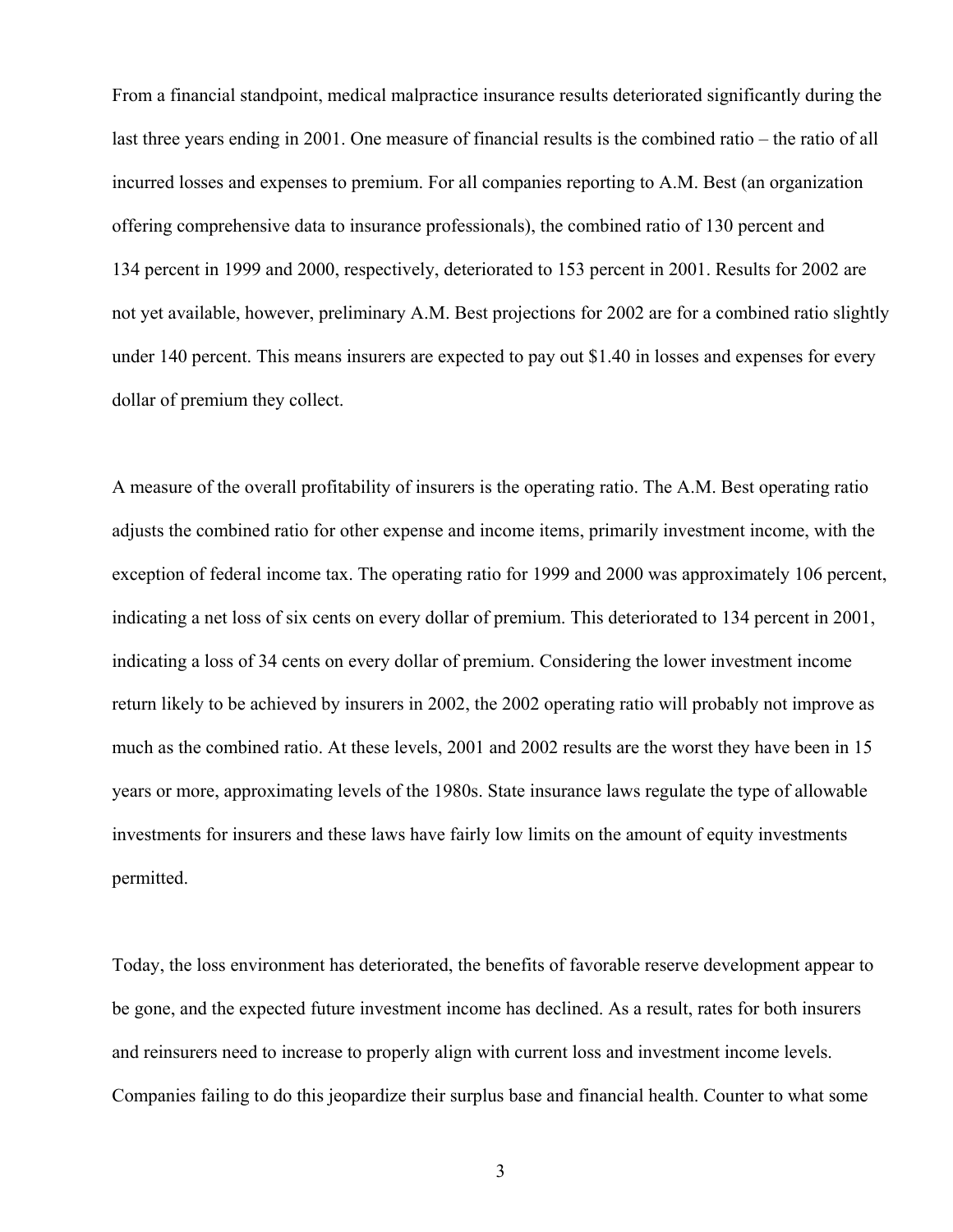From a financial standpoint, medical malpractice insurance results deteriorated significantly during the last three years ending in 2001. One measure of financial results is the combined ratio – the ratio of all incurred losses and expenses to premium. For all companies reporting to A.M. Best (an organization offering comprehensive data to insurance professionals), the combined ratio of 130 percent and 134 percent in 1999 and 2000, respectively, deteriorated to 153 percent in 2001. Results for 2002 are not yet available, however, preliminary A.M. Best projections for 2002 are for a combined ratio slightly under 140 percent. This means insurers are expected to pay out $1.40 in losses and expenses for every dollar of premium they collect.

A measure of the overall profitability of insurers is the operating ratio. The A.M. Best operating ratio adjusts the combined ratio for other expense and income items, primarily investment income, with the exception of federal income tax. The operating ratio for 1999 and 2000 was approximately 106 percent, indicating a net loss of six cents on every dollar of premium. This deteriorated to 134 percent in 2001, indicating a loss of 34 cents on every dollar of premium. Considering the lower investment income return likely to be achieved by insurers in 2002, the 2002 operating ratio will probably not improve as much as the combined ratio. At these levels, 2001 and 2002 results are the worst they have been in 15 years or more, approximating levels of the 1980s. State insurance laws regulate the type of allowable investments for insurers and these laws have fairly low limits on the amount of equity investments permitted.

Today, the loss environment has deteriorated, the benefits of favorable reserve development appear to be gone, and the expected future investment income has declined. As a result, rates for both insurers and reinsurers need to increase to properly align with current loss and investment income levels. Companies failing to do this jeopardize their surplus base and financial health. Counter to what some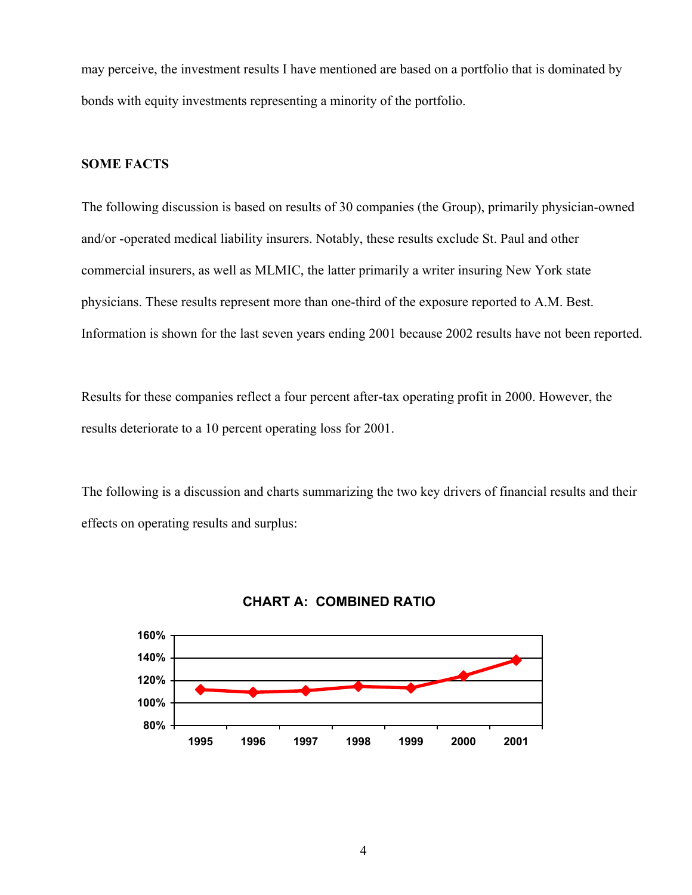may perceive, the investment results I have mentioned are based on a portfolio that is dominated by bonds with equity investments representing a minority of the portfolio.

**SOME FACTS**

The following discussion is based on results of 30 companies (the Group), primarily physician-owned and/or -operated medical liability insurers. Notably, these results exclude St. Paul and other commercial insurers, as well as MLMIC, the latter primarily a writer insuring New York state physicians. These results represent more than one-third of the exposure reported to A.M. Best. Information is shown for the last seven years ending 2001 because 2002 results have not been reported.

Results for these companies reflect a four percent after-tax operating profit in 2000. However, the results deteriorate to a 10 percent operating loss for 2001.

The following is a discussion and charts summarizing the two key drivers of financial results and their effects on operating results and surplus:

**CHART A: COMBINED RATIO**

| Year | Combined Ratio (approx.) |
|---|---|
| 1995 | ~112% |
| 1996 | ~110% |
| 1997 | ~111% |
| 1998 | ~115% |
| 1999 | ~113% |
| 2000 | ~124% |
| 2001 | ~138% |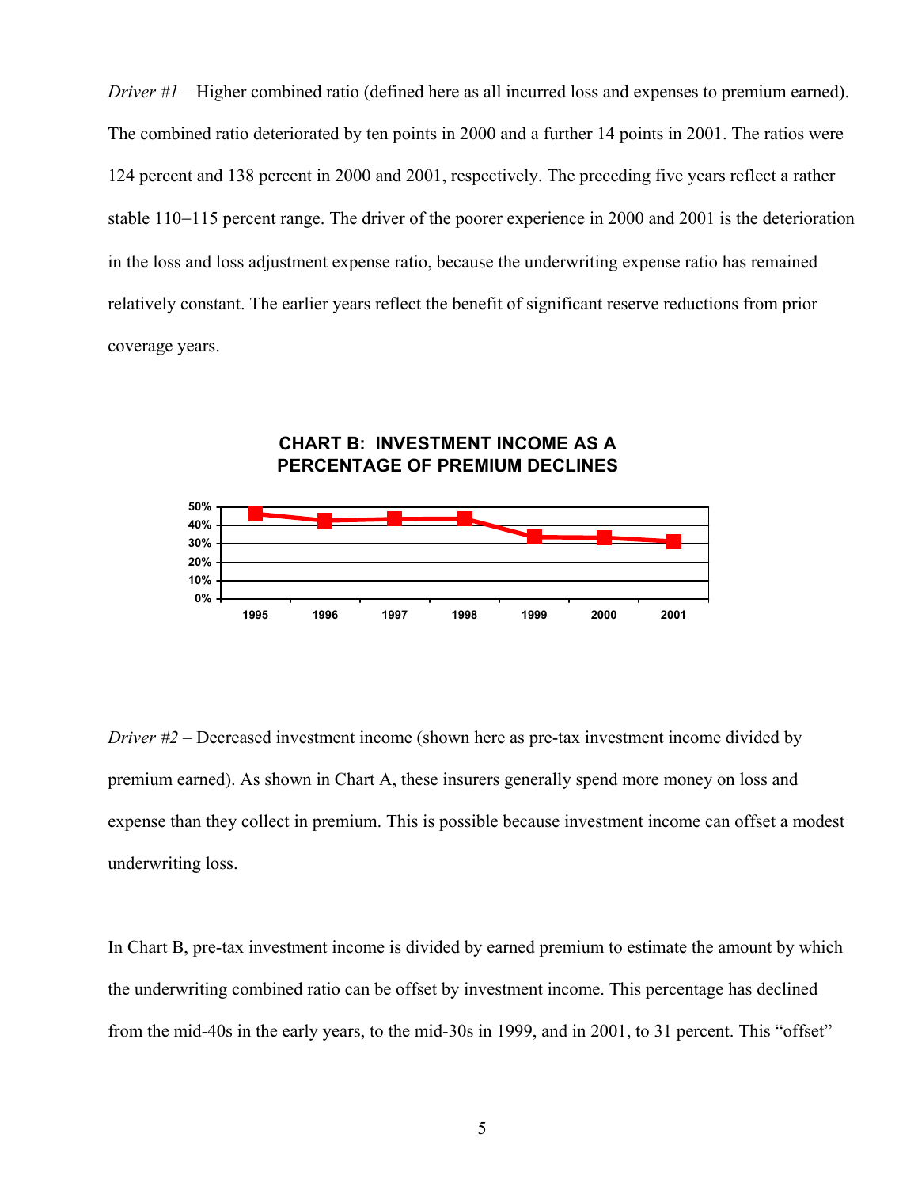*Driver #1* – Higher combined ratio (defined here as all incurred loss and expenses to premium earned). The combined ratio deteriorated by ten points in 2000 and a further 14 points in 2001. The ratios were 124 percent and 138 percent in 2000 and 2001, respectively. The preceding five years reflect a rather stable 110−115 percent range. The driver of the poorer experience in 2000 and 2001 is the deterioration in the loss and loss adjustment expense ratio, because the underwriting expense ratio has remained relatively constant. The earlier years reflect the benefit of significant reserve reductions from prior coverage years.

**CHART B: INVESTMENT INCOME AS A PERCENTAGE OF PREMIUM DECLINES**

*Driver #2* – Decreased investment income (shown here as pre-tax investment income divided by premium earned). As shown in Chart A, these insurers generally spend more money on loss and expense than they collect in premium. This is possible because investment income can offset a modest underwriting loss.

In Chart B, pre-tax investment income is divided by earned premium to estimate the amount by which the underwriting combined ratio can be offset by investment income. This percentage has declined from the mid-40s in the early years, to the mid-30s in 1999, and in 2001, to 31 percent. This "offset"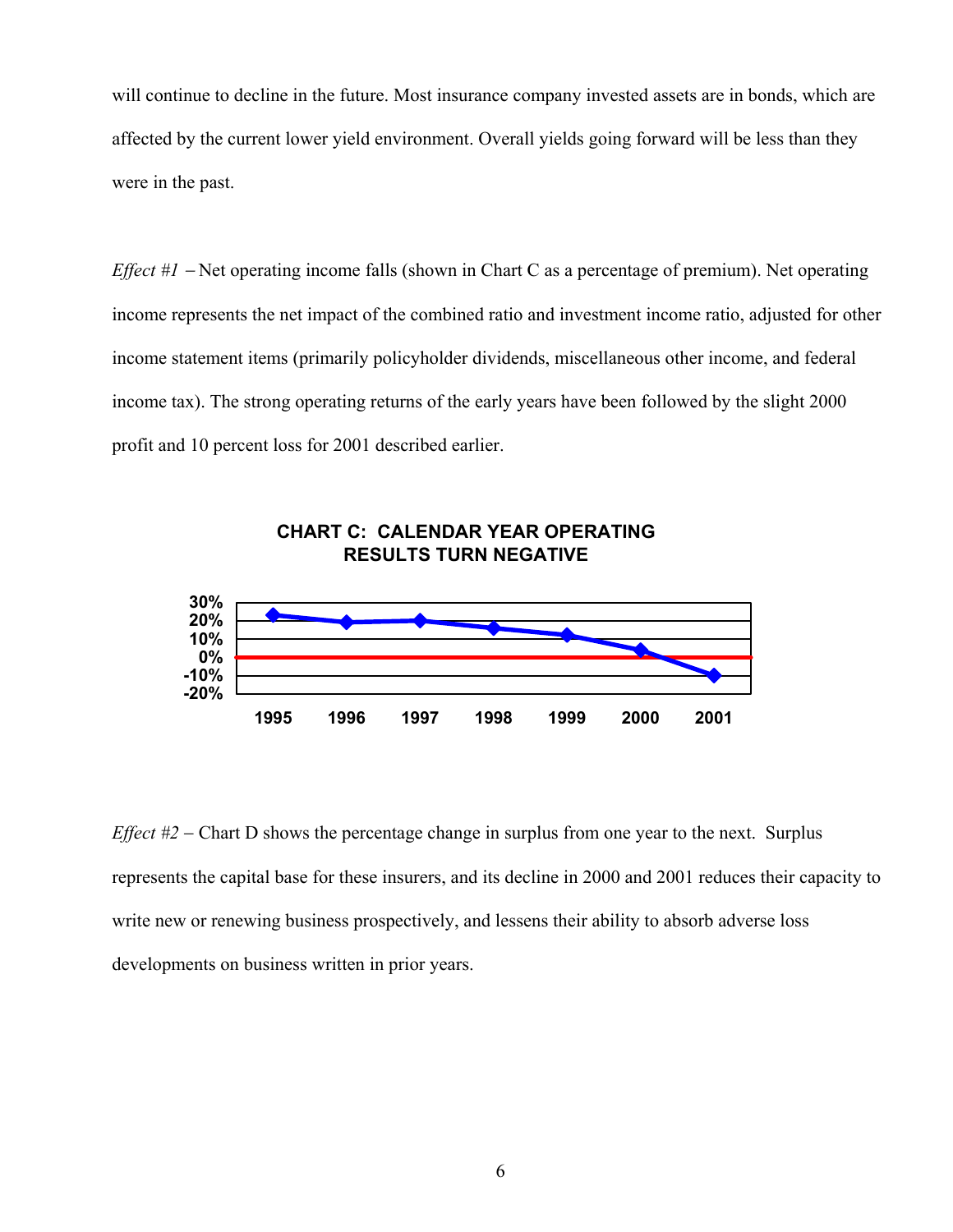will continue to decline in the future. Most insurance company invested assets are in bonds, which are affected by the current lower yield environment. Overall yields going forward will be less than they were in the past.

*Effect #1* – Net operating income falls (shown in Chart C as a percentage of premium). Net operating income represents the net impact of the combined ratio and investment income ratio, adjusted for other income statement items (primarily policyholder dividends, miscellaneous other income, and federal income tax). The strong operating returns of the early years have been followed by the slight 2000 profit and 10 percent loss for 2001 described earlier.

**CHART C: CALENDAR YEAR OPERATING RESULTS TURN NEGATIVE**

*Effect #2* – Chart D shows the percentage change in surplus from one year to the next. Surplus represents the capital base for these insurers, and its decline in 2000 and 2001 reduces their capacity to write new or renewing business prospectively, and lessens their ability to absorb adverse loss developments on business written in prior years.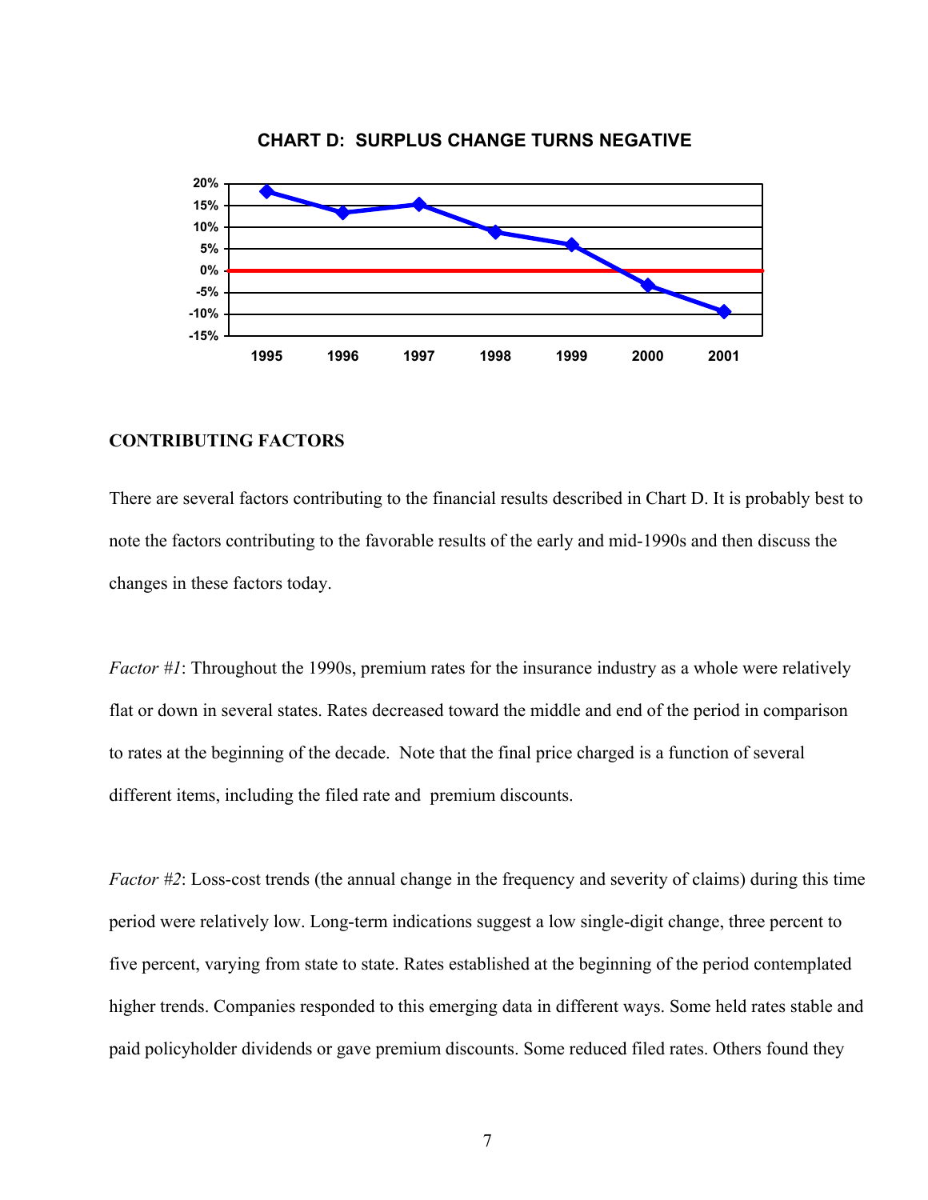**CHART D: SURPLUS CHANGE TURNS NEGATIVE**

## CONTRIBUTING FACTORS

There are several factors contributing to the financial results described in Chart D. It is probably best to note the factors contributing to the favorable results of the early and mid-1990s and then discuss the changes in these factors today.

*Factor #1*: Throughout the 1990s, premium rates for the insurance industry as a whole were relatively flat or down in several states. Rates decreased toward the middle and end of the period in comparison to rates at the beginning of the decade. Note that the final price charged is a function of several different items, including the filed rate and premium discounts.

*Factor #2*: Loss-cost trends (the annual change in the frequency and severity of claims) during this time period were relatively low. Long-term indications suggest a low single-digit change, three percent to five percent, varying from state to state. Rates established at the beginning of the period contemplated higher trends. Companies responded to this emerging data in different ways. Some held rates stable and paid policyholder dividends or gave premium discounts. Some reduced filed rates. Others found they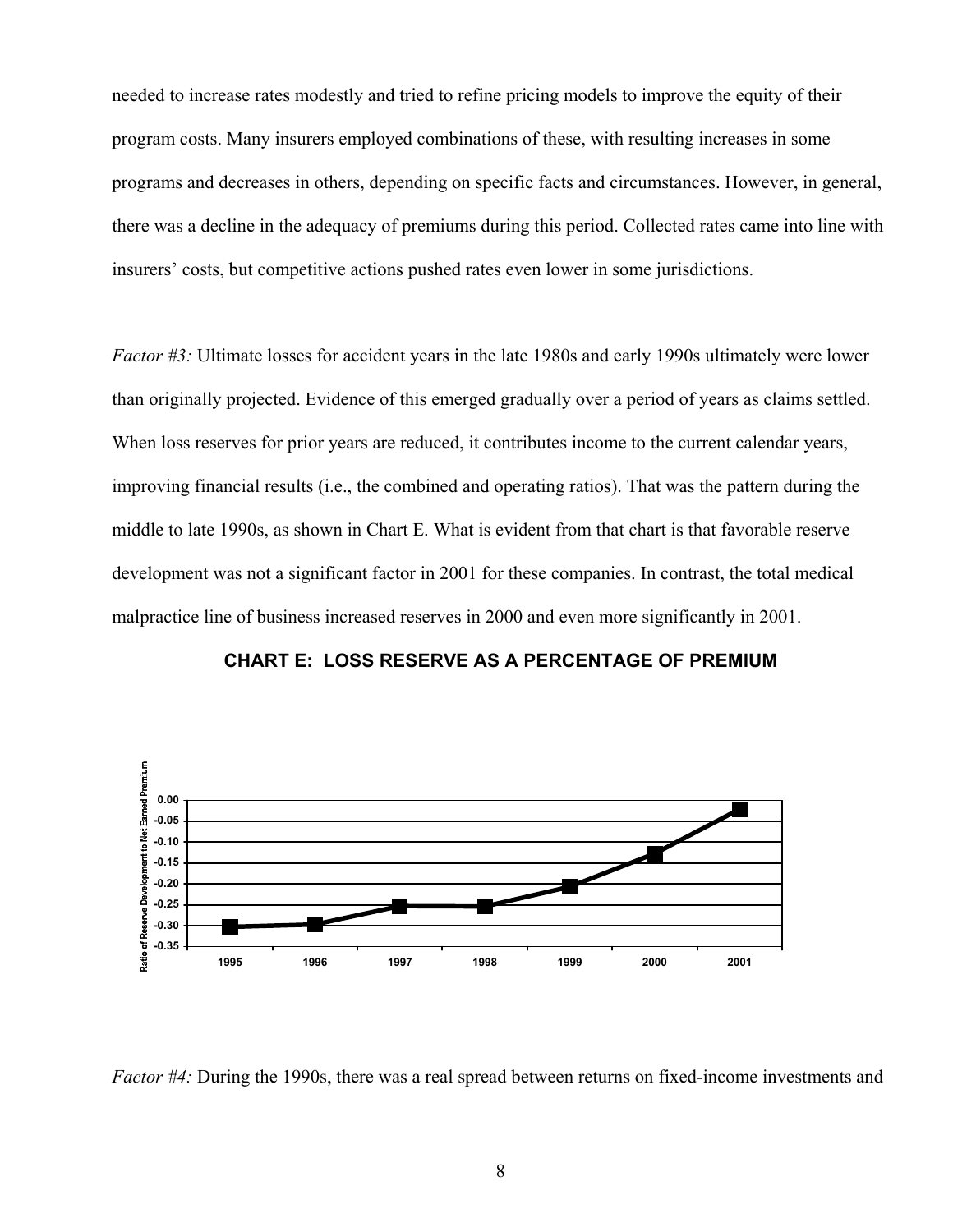needed to increase rates modestly and tried to refine pricing models to improve the equity of their program costs. Many insurers employed combinations of these, with resulting increases in some programs and decreases in others, depending on specific facts and circumstances. However, in general, there was a decline in the adequacy of premiums during this period. Collected rates came into line with insurers' costs, but competitive actions pushed rates even lower in some jurisdictions.

*Factor #3:* Ultimate losses for accident years in the late 1980s and early 1990s ultimately were lower than originally projected. Evidence of this emerged gradually over a period of years as claims settled. When loss reserves for prior years are reduced, it contributes income to the current calendar years, improving financial results (i.e., the combined and operating ratios). That was the pattern during the middle to late 1990s, as shown in Chart E. What is evident from that chart is that favorable reserve development was not a significant factor in 2001 for these companies. In contrast, the total medical malpractice line of business increased reserves in 2000 and even more significantly in 2001.

**CHART E: LOSS RESERVE AS A PERCENTAGE OF PREMIUM**

*Factor #4:* During the 1990s, there was a real spread between returns on fixed-income investments and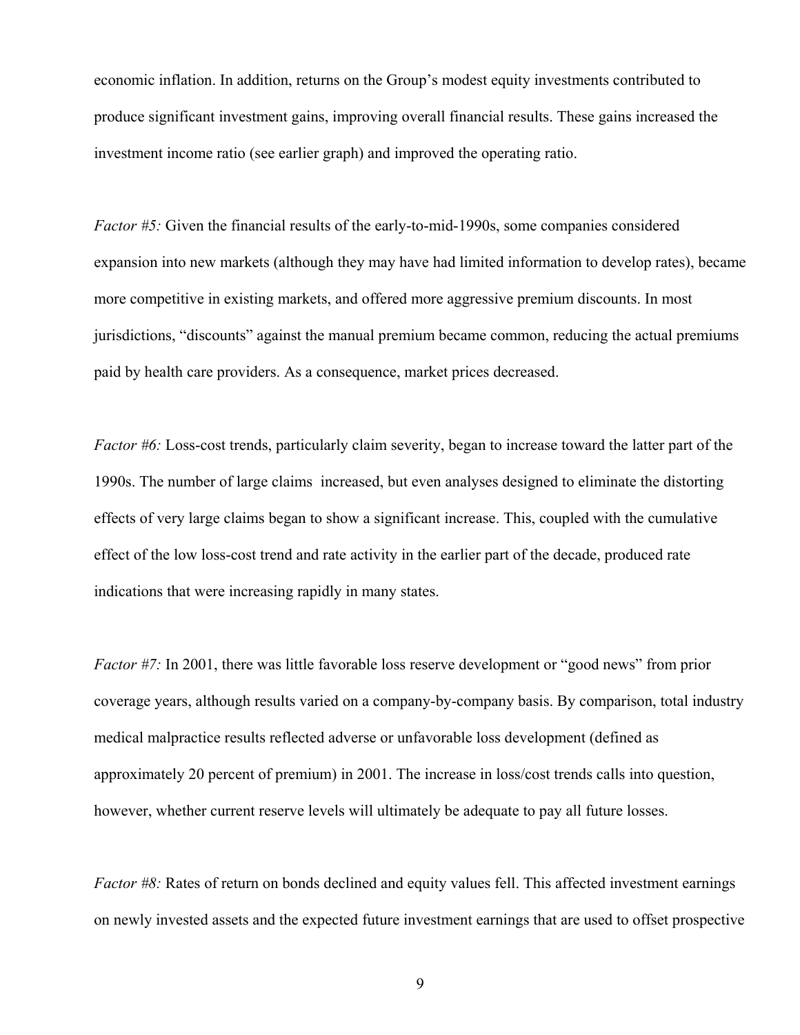economic inflation. In addition, returns on the Group's modest equity investments contributed to produce significant investment gains, improving overall financial results. These gains increased the investment income ratio (see earlier graph) and improved the operating ratio.

*Factor #5:* Given the financial results of the early-to-mid-1990s, some companies considered expansion into new markets (although they may have had limited information to develop rates), became more competitive in existing markets, and offered more aggressive premium discounts. In most jurisdictions, "discounts" against the manual premium became common, reducing the actual premiums paid by health care providers. As a consequence, market prices decreased.

*Factor #6:* Loss-cost trends, particularly claim severity, began to increase toward the latter part of the 1990s. The number of large claims increased, but even analyses designed to eliminate the distorting effects of very large claims began to show a significant increase. This, coupled with the cumulative effect of the low loss-cost trend and rate activity in the earlier part of the decade, produced rate indications that were increasing rapidly in many states.

*Factor #7:* In 2001, there was little favorable loss reserve development or "good news" from prior coverage years, although results varied on a company-by-company basis. By comparison, total industry medical malpractice results reflected adverse or unfavorable loss development (defined as approximately 20 percent of premium) in 2001. The increase in loss/cost trends calls into question, however, whether current reserve levels will ultimately be adequate to pay all future losses.

*Factor #8:* Rates of return on bonds declined and equity values fell. This affected investment earnings on newly invested assets and the expected future investment earnings that are used to offset prospective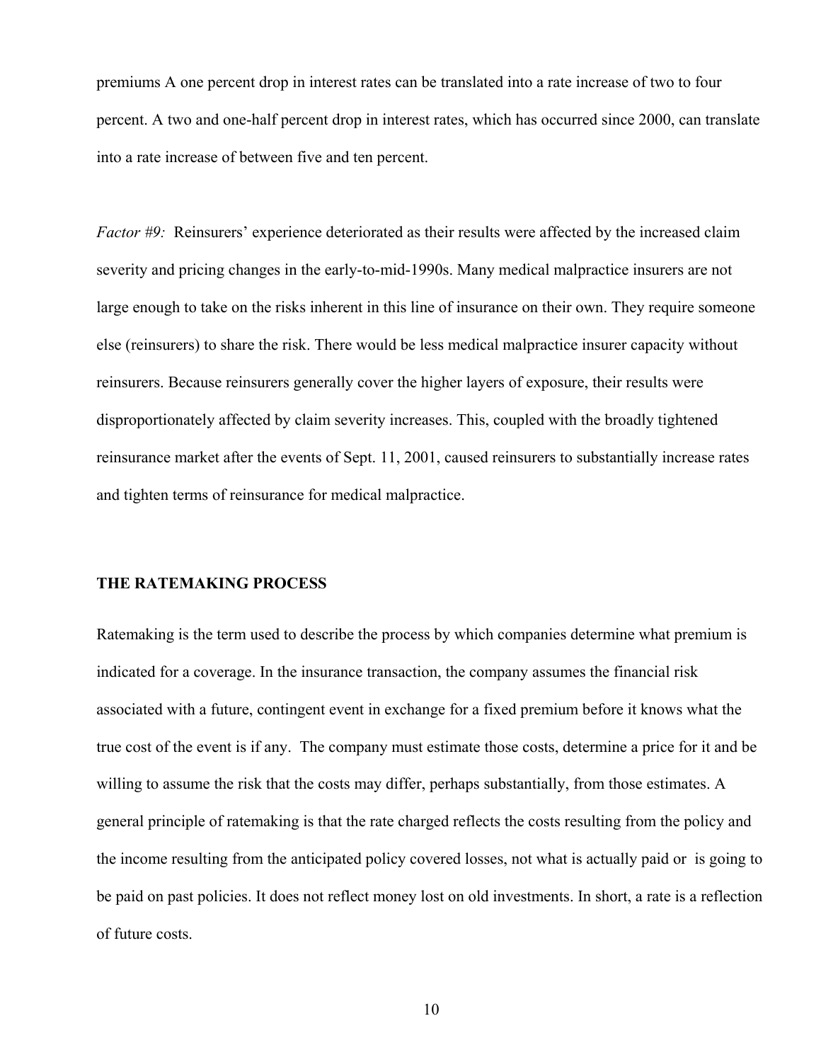premiums A one percent drop in interest rates can be translated into a rate increase of two to four percent. A two and one-half percent drop in interest rates, which has occurred since 2000, can translate into a rate increase of between five and ten percent.

*Factor #9:* Reinsurers' experience deteriorated as their results were affected by the increased claim severity and pricing changes in the early-to-mid-1990s. Many medical malpractice insurers are not large enough to take on the risks inherent in this line of insurance on their own. They require someone else (reinsurers) to share the risk. There would be less medical malpractice insurer capacity without reinsurers. Because reinsurers generally cover the higher layers of exposure, their results were disproportionately affected by claim severity increases. This, coupled with the broadly tightened reinsurance market after the events of Sept. 11, 2001, caused reinsurers to substantially increase rates and tighten terms of reinsurance for medical malpractice.

## THE RATEMAKING PROCESS

Ratemaking is the term used to describe the process by which companies determine what premium is indicated for a coverage. In the insurance transaction, the company assumes the financial risk associated with a future, contingent event in exchange for a fixed premium before it knows what the true cost of the event is if any. The company must estimate those costs, determine a price for it and be willing to assume the risk that the costs may differ, perhaps substantially, from those estimates. A general principle of ratemaking is that the rate charged reflects the costs resulting from the policy and the income resulting from the anticipated policy covered losses, not what is actually paid or is going to be paid on past policies. It does not reflect money lost on old investments. In short, a rate is a reflection of future costs.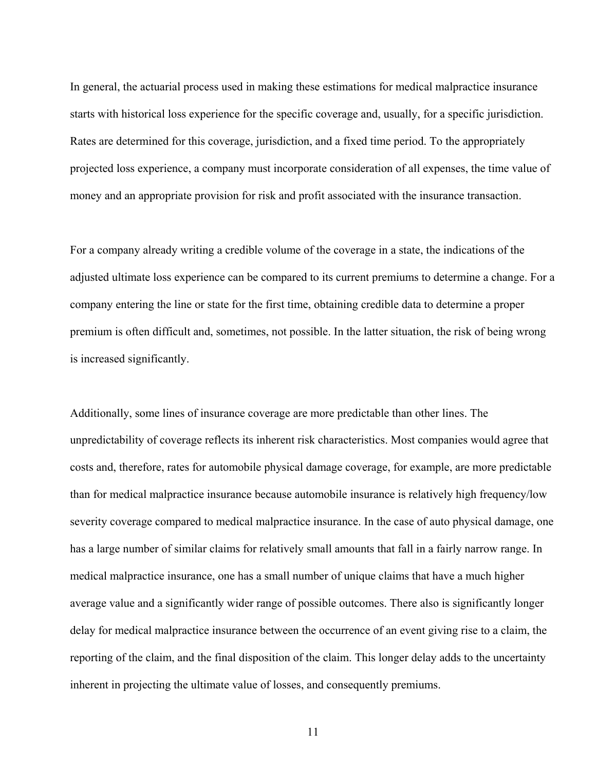In general, the actuarial process used in making these estimations for medical malpractice insurance starts with historical loss experience for the specific coverage and, usually, for a specific jurisdiction. Rates are determined for this coverage, jurisdiction, and a fixed time period. To the appropriately projected loss experience, a company must incorporate consideration of all expenses, the time value of money and an appropriate provision for risk and profit associated with the insurance transaction.

For a company already writing a credible volume of the coverage in a state, the indications of the adjusted ultimate loss experience can be compared to its current premiums to determine a change. For a company entering the line or state for the first time, obtaining credible data to determine a proper premium is often difficult and, sometimes, not possible. In the latter situation, the risk of being wrong is increased significantly.

Additionally, some lines of insurance coverage are more predictable than other lines. The unpredictability of coverage reflects its inherent risk characteristics. Most companies would agree that costs and, therefore, rates for automobile physical damage coverage, for example, are more predictable than for medical malpractice insurance because automobile insurance is relatively high frequency/low severity coverage compared to medical malpractice insurance. In the case of auto physical damage, one has a large number of similar claims for relatively small amounts that fall in a fairly narrow range. In medical malpractice insurance, one has a small number of unique claims that have a much higher average value and a significantly wider range of possible outcomes. There also is significantly longer delay for medical malpractice insurance between the occurrence of an event giving rise to a claim, the reporting of the claim, and the final disposition of the claim. This longer delay adds to the uncertainty inherent in projecting the ultimate value of losses, and consequently premiums.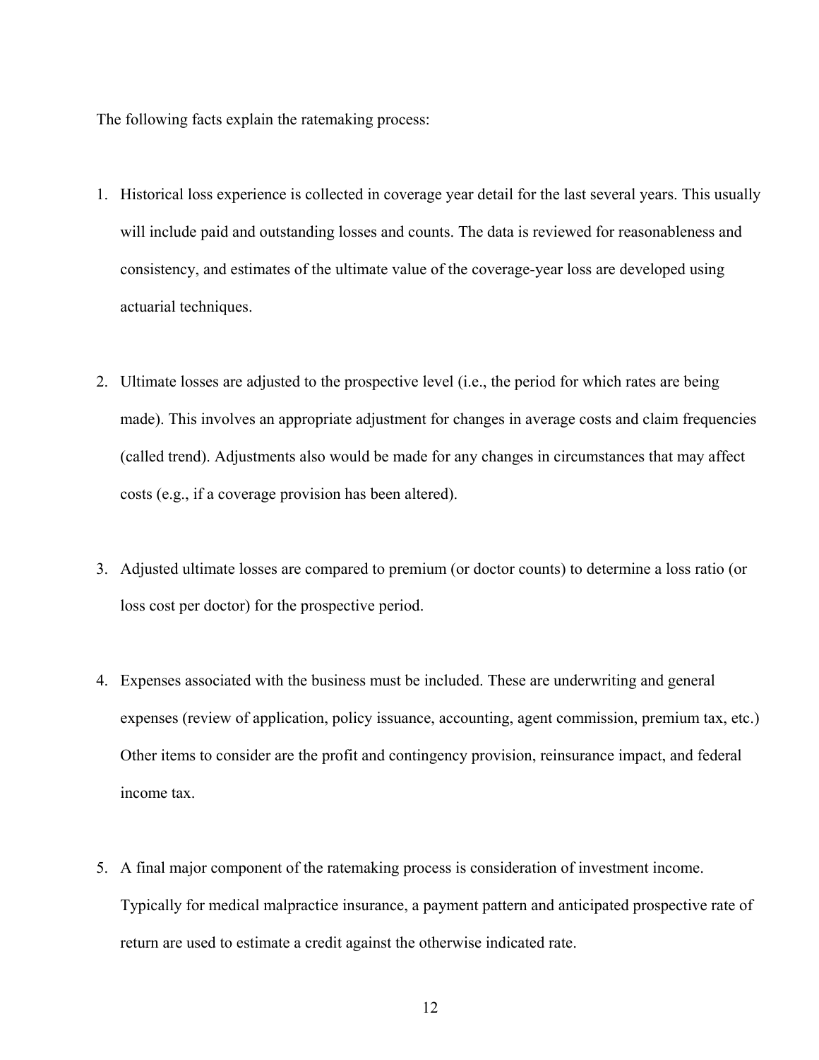The following facts explain the ratemaking process:

1. Historical loss experience is collected in coverage year detail for the last several years. This usually will include paid and outstanding losses and counts. The data is reviewed for reasonableness and consistency, and estimates of the ultimate value of the coverage-year loss are developed using actuarial techniques.

2. Ultimate losses are adjusted to the prospective level (i.e., the period for which rates are being made). This involves an appropriate adjustment for changes in average costs and claim frequencies (called trend). Adjustments also would be made for any changes in circumstances that may affect costs (e.g., if a coverage provision has been altered).

3. Adjusted ultimate losses are compared to premium (or doctor counts) to determine a loss ratio (or loss cost per doctor) for the prospective period.

4. Expenses associated with the business must be included. These are underwriting and general expenses (review of application, policy issuance, accounting, agent commission, premium tax, etc.) Other items to consider are the profit and contingency provision, reinsurance impact, and federal income tax.

5. A final major component of the ratemaking process is consideration of investment income. Typically for medical malpractice insurance, a payment pattern and anticipated prospective rate of return are used to estimate a credit against the otherwise indicated rate.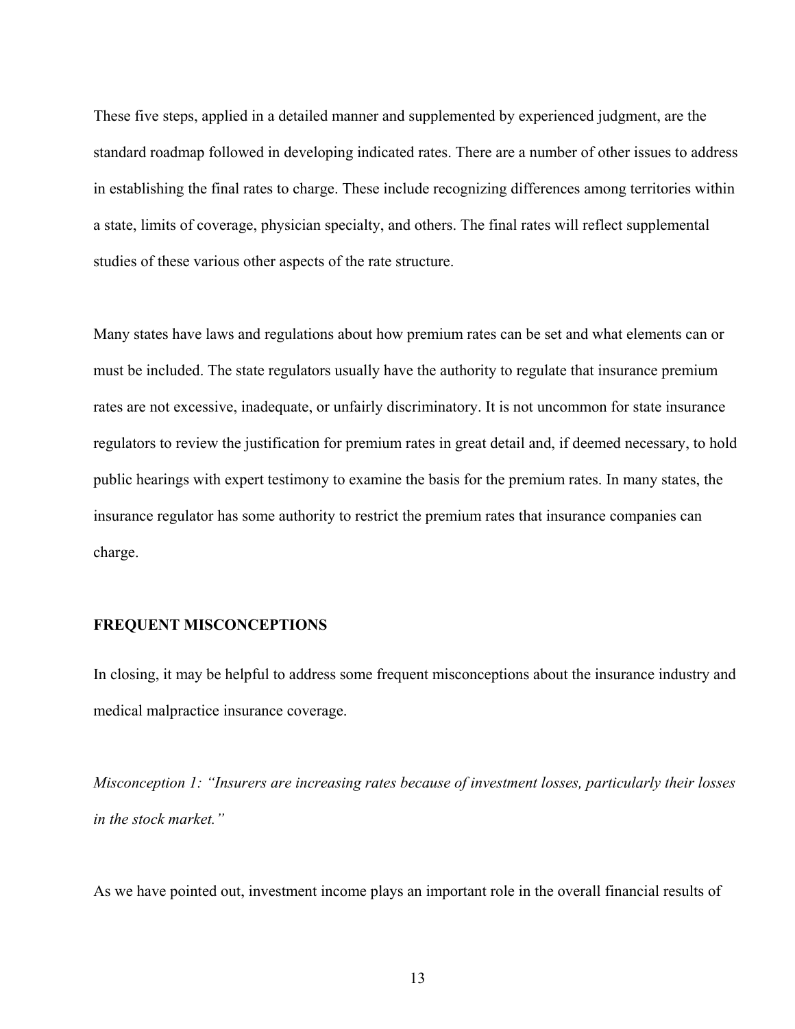These five steps, applied in a detailed manner and supplemented by experienced judgment, are the standard roadmap followed in developing indicated rates. There are a number of other issues to address in establishing the final rates to charge. These include recognizing differences among territories within a state, limits of coverage, physician specialty, and others. The final rates will reflect supplemental studies of these various other aspects of the rate structure.

Many states have laws and regulations about how premium rates can be set and what elements can or must be included. The state regulators usually have the authority to regulate that insurance premium rates are not excessive, inadequate, or unfairly discriminatory. It is not uncommon for state insurance regulators to review the justification for premium rates in great detail and, if deemed necessary, to hold public hearings with expert testimony to examine the basis for the premium rates. In many states, the insurance regulator has some authority to restrict the premium rates that insurance companies can charge.

## FREQUENT MISCONCEPTIONS

In closing, it may be helpful to address some frequent misconceptions about the insurance industry and medical malpractice insurance coverage.

*Misconception 1: "Insurers are increasing rates because of investment losses, particularly their losses in the stock market."*

As we have pointed out, investment income plays an important role in the overall financial results of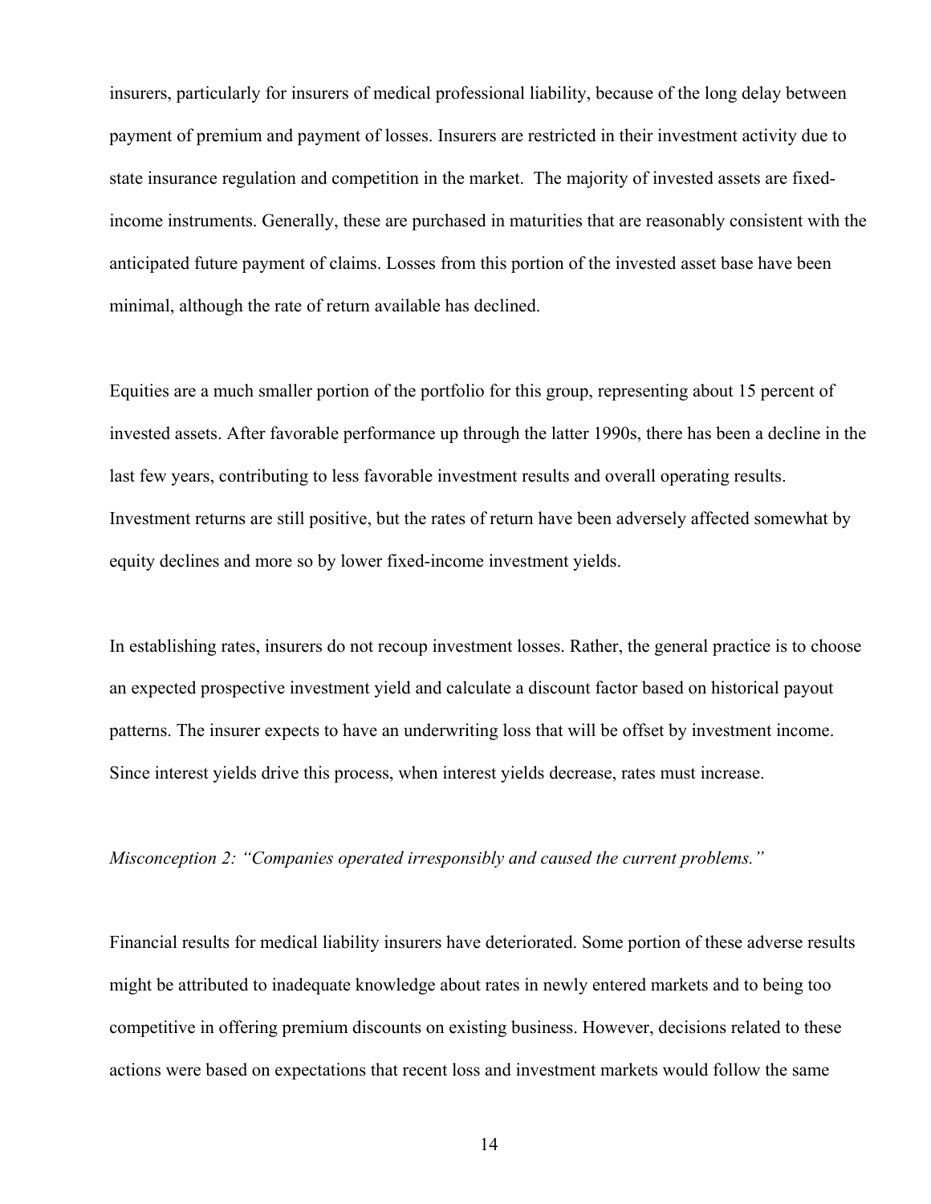insurers, particularly for insurers of medical professional liability, because of the long delay between payment of premium and payment of losses. Insurers are restricted in their investment activity due to state insurance regulation and competition in the market. The majority of invested assets are fixed-income instruments. Generally, these are purchased in maturities that are reasonably consistent with the anticipated future payment of claims. Losses from this portion of the invested asset base have been minimal, although the rate of return available has declined.

Equities are a much smaller portion of the portfolio for this group, representing about 15 percent of invested assets. After favorable performance up through the latter 1990s, there has been a decline in the last few years, contributing to less favorable investment results and overall operating results. Investment returns are still positive, but the rates of return have been adversely affected somewhat by equity declines and more so by lower fixed-income investment yields.

In establishing rates, insurers do not recoup investment losses. Rather, the general practice is to choose an expected prospective investment yield and calculate a discount factor based on historical payout patterns. The insurer expects to have an underwriting loss that will be offset by investment income. Since interest yields drive this process, when interest yields decrease, rates must increase.

*Misconception 2: "Companies operated irresponsibly and caused the current problems."*

Financial results for medical liability insurers have deteriorated. Some portion of these adverse results might be attributed to inadequate knowledge about rates in newly entered markets and to being too competitive in offering premium discounts on existing business. However, decisions related to these actions were based on expectations that recent loss and investment markets would follow the same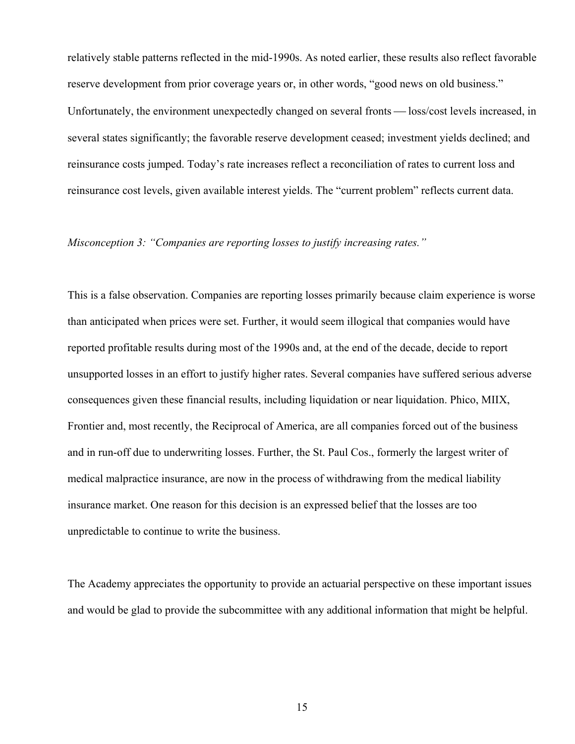relatively stable patterns reflected in the mid-1990s. As noted earlier, these results also reflect favorable reserve development from prior coverage years or, in other words, "good news on old business." Unfortunately, the environment unexpectedly changed on several fronts — loss/cost levels increased, in several states significantly; the favorable reserve development ceased; investment yields declined; and reinsurance costs jumped. Today's rate increases reflect a reconciliation of rates to current loss and reinsurance cost levels, given available interest yields. The "current problem" reflects current data.

*Misconception 3: "Companies are reporting losses to justify increasing rates."*

This is a false observation. Companies are reporting losses primarily because claim experience is worse than anticipated when prices were set. Further, it would seem illogical that companies would have reported profitable results during most of the 1990s and, at the end of the decade, decide to report unsupported losses in an effort to justify higher rates. Several companies have suffered serious adverse consequences given these financial results, including liquidation or near liquidation. Phico, MIIX, Frontier and, most recently, the Reciprocal of America, are all companies forced out of the business and in run-off due to underwriting losses. Further, the St. Paul Cos., formerly the largest writer of medical malpractice insurance, are now in the process of withdrawing from the medical liability insurance market. One reason for this decision is an expressed belief that the losses are too unpredictable to continue to write the business.

The Academy appreciates the opportunity to provide an actuarial perspective on these important issues and would be glad to provide the subcommittee with any additional information that might be helpful.